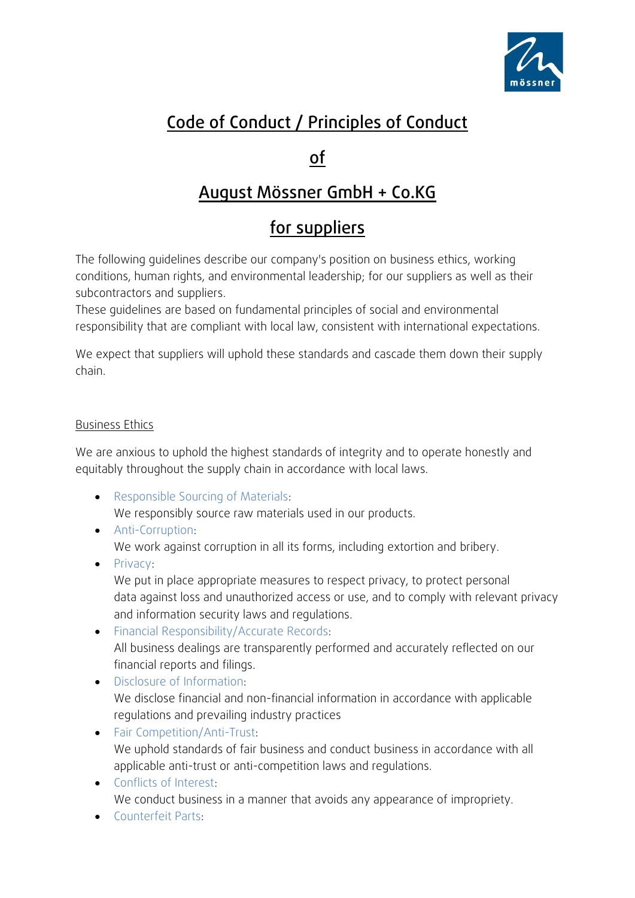# Code of Conduct / Principles of Conduct

# of

# August Mössner GmbH + Co.KG

# for suppliers

The following guidelines describe our company's position on business ethics, working conditions, human rights, and environmental leadership; for our suppliers as well as their subcontractors and suppliers.
These guidelines are based on fundamental principles of social and environmental responsibility that are compliant with local law, consistent with international expectations.

We expect that suppliers will uphold these standards and cascade them down their supply chain.

## Business Ethics

We are anxious to uphold the highest standards of integrity and to operate honestly and equitably throughout the supply chain in accordance with local laws.

- Responsible Sourcing of Materials:
  We responsibly source raw materials used in our products.
- Anti-Corruption:
  We work against corruption in all its forms, including extortion and bribery.
- Privacy:
  We put in place appropriate measures to respect privacy, to protect personal data against loss and unauthorized access or use, and to comply with relevant privacy and information security laws and regulations.
- Financial Responsibility/Accurate Records:
  All business dealings are transparently performed and accurately reflected on our financial reports and filings.
- Disclosure of Information:
  We disclose financial and non-financial information in accordance with applicable regulations and prevailing industry practices
- Fair Competition/Anti-Trust:
  We uphold standards of fair business and conduct business in accordance with all applicable anti-trust or anti-competition laws and regulations.
- Conflicts of Interest:
  We conduct business in a manner that avoids any appearance of impropriety.
- Counterfeit Parts: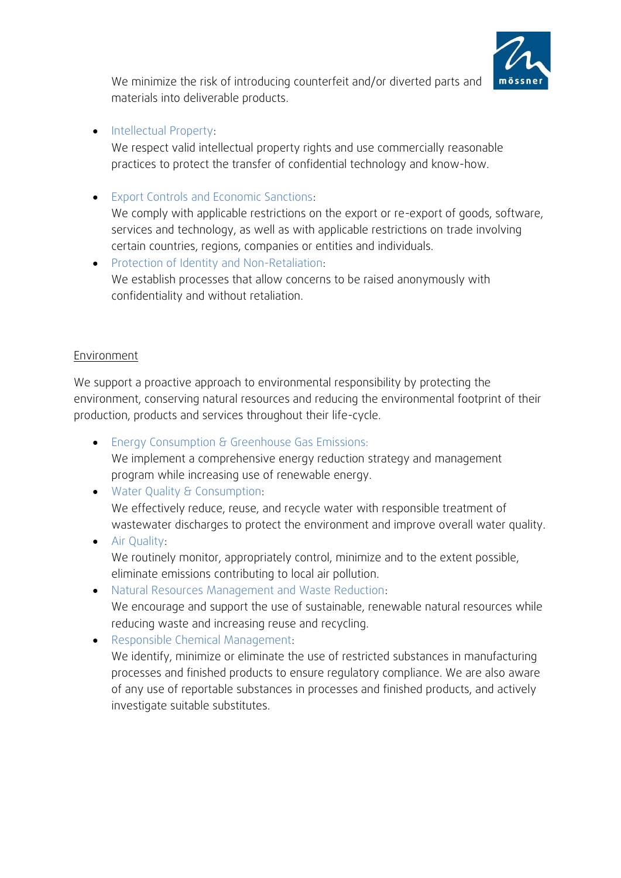We minimize the risk of introducing counterfeit and/or diverted parts and materials into deliverable products.

- Intellectual Property:
  We respect valid intellectual property rights and use commercially reasonable practices to protect the transfer of confidential technology and know-how.

- Export Controls and Economic Sanctions:
  We comply with applicable restrictions on the export or re-export of goods, software, services and technology, as well as with applicable restrictions on trade involving certain countries, regions, companies or entities and individuals.
- Protection of Identity and Non-Retaliation:
  We establish processes that allow concerns to be raised anonymously with confidentiality and without retaliation.

## Environment

We support a proactive approach to environmental responsibility by protecting the environment, conserving natural resources and reducing the environmental footprint of their production, products and services throughout their life-cycle.

- Energy Consumption & Greenhouse Gas Emissions:
  We implement a comprehensive energy reduction strategy and management program while increasing use of renewable energy.
- Water Quality & Consumption:
  We effectively reduce, reuse, and recycle water with responsible treatment of wastewater discharges to protect the environment and improve overall water quality.
- Air Quality:
  We routinely monitor, appropriately control, minimize and to the extent possible, eliminate emissions contributing to local air pollution.
- Natural Resources Management and Waste Reduction:
  We encourage and support the use of sustainable, renewable natural resources while reducing waste and increasing reuse and recycling.
- Responsible Chemical Management:
  We identify, minimize or eliminate the use of restricted substances in manufacturing processes and finished products to ensure regulatory compliance. We are also aware of any use of reportable substances in processes and finished products, and actively investigate suitable substitutes.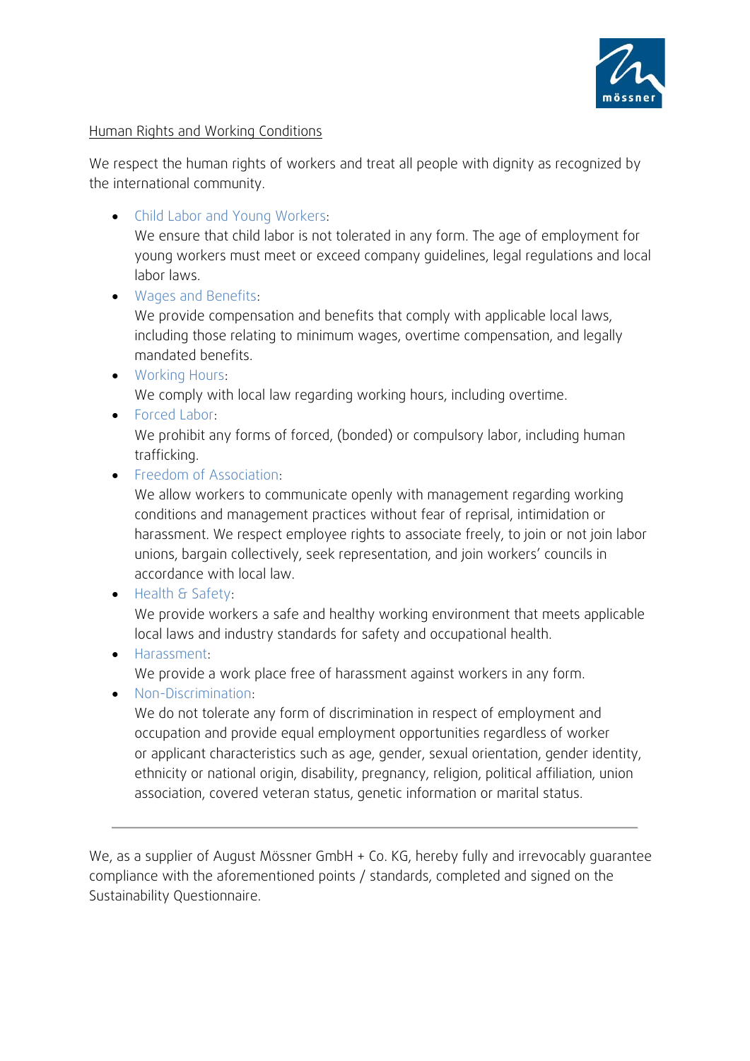Human Rights and Working Conditions

We respect the human rights of workers and treat all people with dignity as recognized by the international community.

- Child Labor and Young Workers:
  We ensure that child labor is not tolerated in any form. The age of employment for young workers must meet or exceed company guidelines, legal regulations and local labor laws.
- Wages and Benefits:
  We provide compensation and benefits that comply with applicable local laws, including those relating to minimum wages, overtime compensation, and legally mandated benefits.
- Working Hours:
  We comply with local law regarding working hours, including overtime.
- Forced Labor:
  We prohibit any forms of forced, (bonded) or compulsory labor, including human trafficking.
- Freedom of Association:
  We allow workers to communicate openly with management regarding working conditions and management practices without fear of reprisal, intimidation or harassment. We respect employee rights to associate freely, to join or not join labor unions, bargain collectively, seek representation, and join workers' councils in accordance with local law.
- Health & Safety:
  We provide workers a safe and healthy working environment that meets applicable local laws and industry standards for safety and occupational health.
- Harassment:
  We provide a work place free of harassment against workers in any form.
- Non-Discrimination:
  We do not tolerate any form of discrimination in respect of employment and occupation and provide equal employment opportunities regardless of worker or applicant characteristics such as age, gender, sexual orientation, gender identity, ethnicity or national origin, disability, pregnancy, religion, political affiliation, union association, covered veteran status, genetic information or marital status.

---

We, as a supplier of August Mössner GmbH + Co. KG, hereby fully and irrevocably guarantee compliance with the aforementioned points / standards, completed and signed on the Sustainability Questionnaire.